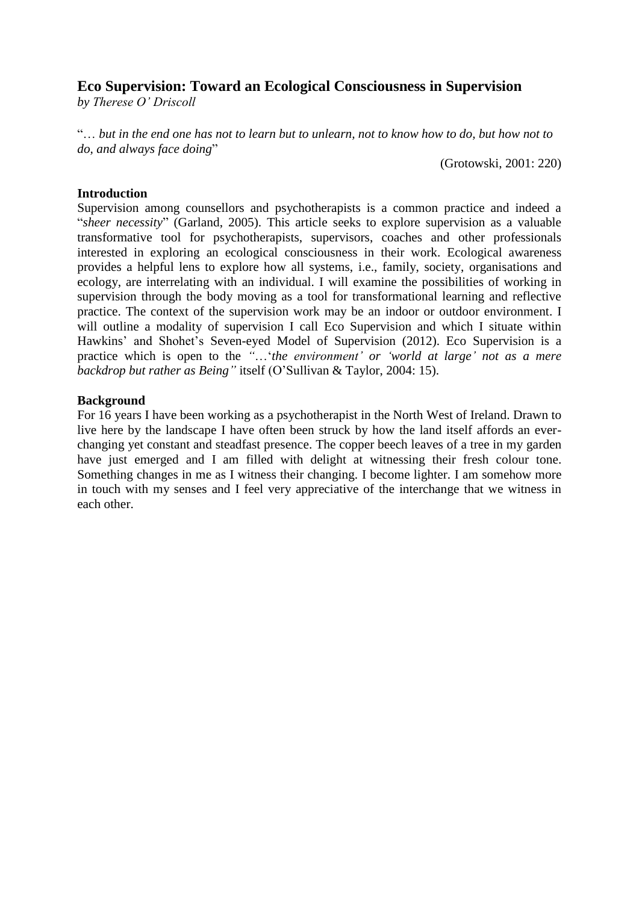# Eco Supervision: Toward an Ecological Consciousness in Supervision

*by Therese O' Driscoll*

"… *but in the end one has not to learn but to unlearn, not to know how to do, but how not to do, and always face doing*"

(Grotowski, 2001: 220)

## Introduction

Supervision among counsellors and psychotherapists is a common practice and indeed a "*sheer necessity*" (Garland, 2005). This article seeks to explore supervision as a valuable transformative tool for psychotherapists, supervisors, coaches and other professionals interested in exploring an ecological consciousness in their work. Ecological awareness provides a helpful lens to explore how all systems, i.e., family, society, organisations and ecology, are interrelating with an individual. I will examine the possibilities of working in supervision through the body moving as a tool for transformational learning and reflective practice. The context of the supervision work may be an indoor or outdoor environment. I will outline a modality of supervision I call Eco Supervision and which I situate within Hawkins' and Shohet's Seven-eyed Model of Supervision (2012). Eco Supervision is a practice which is open to the *"…'the environment' or 'world at large' not as a mere backdrop but rather as Being"* itself (O'Sullivan & Taylor, 2004: 15).

## Background

For 16 years I have been working as a psychotherapist in the North West of Ireland. Drawn to live here by the landscape I have often been struck by how the land itself affords an ever-changing yet constant and steadfast presence. The copper beech leaves of a tree in my garden have just emerged and I am filled with delight at witnessing their fresh colour tone. Something changes in me as I witness their changing. I become lighter. I am somehow more in touch with my senses and I feel very appreciative of the interchange that we witness in each other.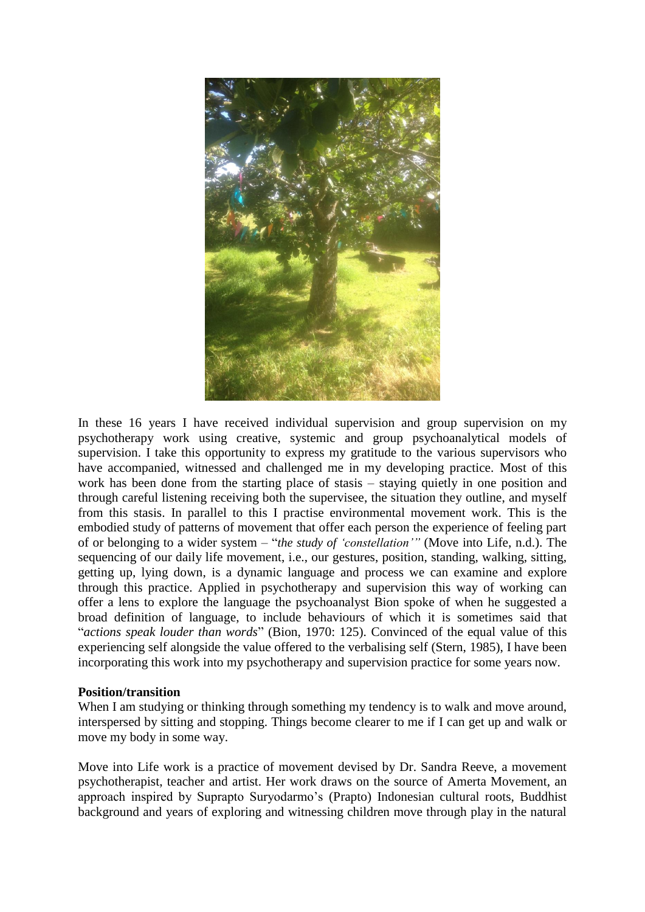In these 16 years I have received individual supervision and group supervision on my psychotherapy work using creative, systemic and group psychoanalytical models of supervision. I take this opportunity to express my gratitude to the various supervisors who have accompanied, witnessed and challenged me in my developing practice. Most of this work has been done from the starting place of stasis – staying quietly in one position and through careful listening receiving both the supervisee, the situation they outline, and myself from this stasis. In parallel to this I practise environmental movement work. This is the embodied study of patterns of movement that offer each person the experience of feeling part of or belonging to a wider system – "*the study of 'constellation'*" (Move into Life, n.d.). The sequencing of our daily life movement, i.e., our gestures, position, standing, walking, sitting, getting up, lying down, is a dynamic language and process we can examine and explore through this practice. Applied in psychotherapy and supervision this way of working can offer a lens to explore the language the psychoanalyst Bion spoke of when he suggested a broad definition of language, to include behaviours of which it is sometimes said that "*actions speak louder than words*" (Bion, 1970: 125). Convinced of the equal value of this experiencing self alongside the value offered to the verbalising self (Stern, 1985), I have been incorporating this work into my psychotherapy and supervision practice for some years now.

**Position/transition**

When I am studying or thinking through something my tendency is to walk and move around, interspersed by sitting and stopping. Things become clearer to me if I can get up and walk or move my body in some way.

Move into Life work is a practice of movement devised by Dr. Sandra Reeve, a movement psychotherapist, teacher and artist. Her work draws on the source of Amerta Movement, an approach inspired by Suprapto Suryodarmo's (Prapto) Indonesian cultural roots, Buddhist background and years of exploring and witnessing children move through play in the natural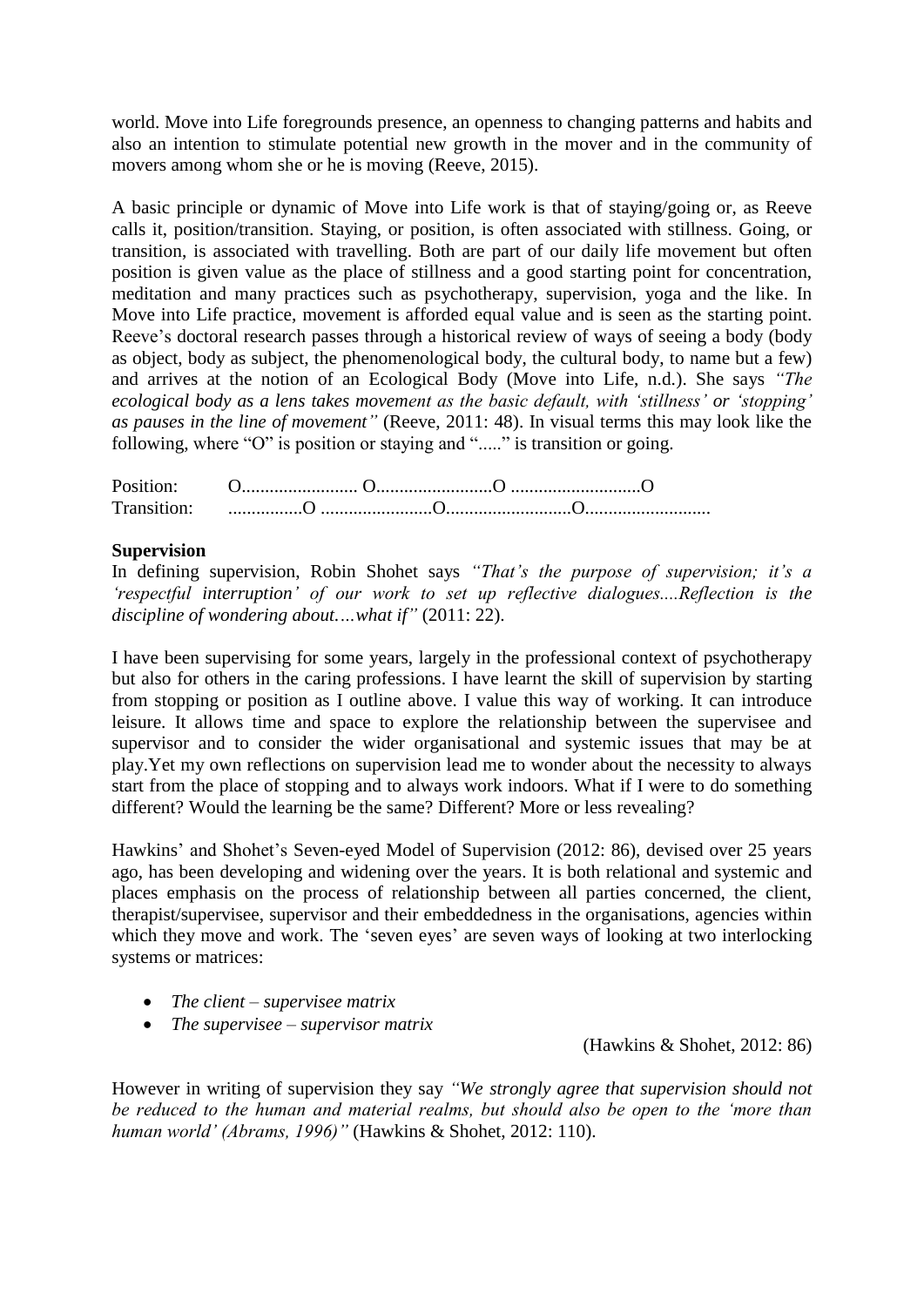world. Move into Life foregrounds presence, an openness to changing patterns and habits and also an intention to stimulate potential new growth in the mover and in the community of movers among whom she or he is moving (Reeve, 2015).

A basic principle or dynamic of Move into Life work is that of staying/going or, as Reeve calls it, position/transition. Staying, or position, is often associated with stillness. Going, or transition, is associated with travelling. Both are part of our daily life movement but often position is given value as the place of stillness and a good starting point for concentration, meditation and many practices such as psychotherapy, supervision, yoga and the like. In Move into Life practice, movement is afforded equal value and is seen as the starting point. Reeve's doctoral research passes through a historical review of ways of seeing a body (body as object, body as subject, the phenomenological body, the cultural body, to name but a few) and arrives at the notion of an Ecological Body (Move into Life, n.d.). She says *"The ecological body as a lens takes movement as the basic default, with 'stillness' or 'stopping' as pauses in the line of movement"* (Reeve, 2011: 48). In visual terms this may look like the following, where "O" is position or staying and "....." is transition or going.

```
Position:     O......................... O.........................O ...........................O
Transition:   ................O .......................O..........................O..........................
```

**Supervision**

In defining supervision, Robin Shohet says *"That's the purpose of supervision; it's a 'respectful interruption' of our work to set up reflective dialogues....Reflection is the discipline of wondering about….what if"* (2011: 22).

I have been supervising for some years, largely in the professional context of psychotherapy but also for others in the caring professions. I have learnt the skill of supervision by starting from stopping or position as I outline above. I value this way of working. It can introduce leisure. It allows time and space to explore the relationship between the supervisee and supervisor and to consider the wider organisational and systemic issues that may be at play.Yet my own reflections on supervision lead me to wonder about the necessity to always start from the place of stopping and to always work indoors. What if I were to do something different? Would the learning be the same? Different? More or less revealing?

Hawkins' and Shohet's Seven-eyed Model of Supervision (2012: 86), devised over 25 years ago, has been developing and widening over the years. It is both relational and systemic and places emphasis on the process of relationship between all parties concerned, the client, therapist/supervisee, supervisor and their embeddedness in the organisations, agencies within which they move and work. The 'seven eyes' are seven ways of looking at two interlocking systems or matrices:

- *The client – supervisee matrix*
- *The supervisee – supervisor matrix*

(Hawkins & Shohet, 2012: 86)

However in writing of supervision they say *"We strongly agree that supervision should not be reduced to the human and material realms, but should also be open to the 'more than human world' (Abrams, 1996)"* (Hawkins & Shohet, 2012: 110).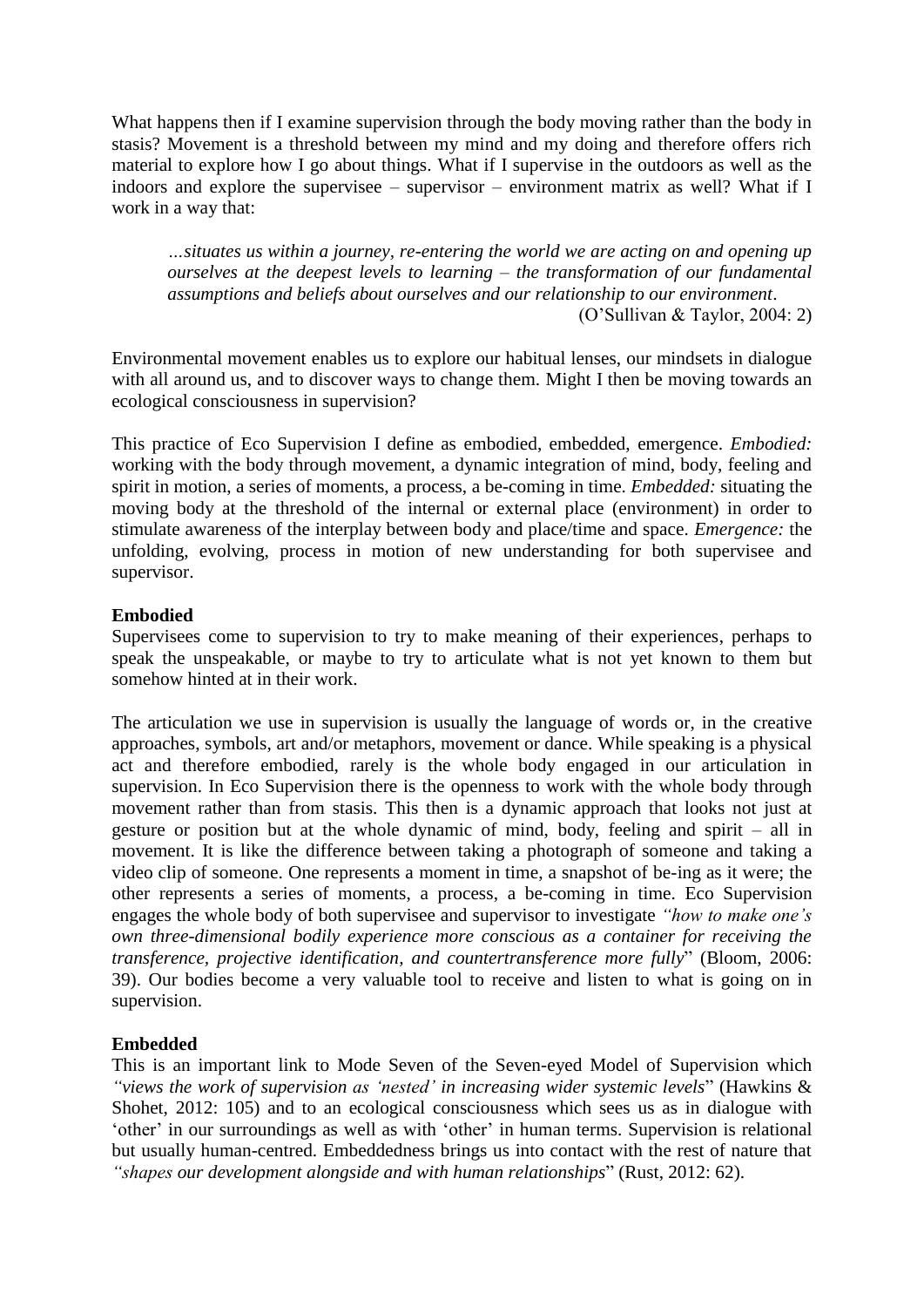What happens then if I examine supervision through the body moving rather than the body in stasis? Movement is a threshold between my mind and my doing and therefore offers rich material to explore how I go about things. What if I supervise in the outdoors as well as the indoors and explore the supervisee – supervisor – environment matrix as well? What if I work in a way that:

> *…situates us within a journey, re-entering the world we are acting on and opening up ourselves at the deepest levels to learning – the transformation of our fundamental assumptions and beliefs about ourselves and our relationship to our environment*.
>
> (O'Sullivan & Taylor, 2004: 2)

Environmental movement enables us to explore our habitual lenses, our mindsets in dialogue with all around us, and to discover ways to change them. Might I then be moving towards an ecological consciousness in supervision?

This practice of Eco Supervision I define as embodied, embedded, emergence. *Embodied:* working with the body through movement, a dynamic integration of mind, body, feeling and spirit in motion, a series of moments, a process, a be-coming in time. *Embedded:* situating the moving body at the threshold of the internal or external place (environment) in order to stimulate awareness of the interplay between body and place/time and space. *Emergence:* the unfolding, evolving, process in motion of new understanding for both supervisee and supervisor.

**Embodied**

Supervisees come to supervision to try to make meaning of their experiences, perhaps to speak the unspeakable, or maybe to try to articulate what is not yet known to them but somehow hinted at in their work.

The articulation we use in supervision is usually the language of words or, in the creative approaches, symbols, art and/or metaphors, movement or dance. While speaking is a physical act and therefore embodied, rarely is the whole body engaged in our articulation in supervision. In Eco Supervision there is the openness to work with the whole body through movement rather than from stasis. This then is a dynamic approach that looks not just at gesture or position but at the whole dynamic of mind, body, feeling and spirit – all in movement. It is like the difference between taking a photograph of someone and taking a video clip of someone. One represents a moment in time, a snapshot of be-ing as it were; the other represents a series of moments, a process, a be-coming in time. Eco Supervision engages the whole body of both supervisee and supervisor to investigate *"how to make one's own three-dimensional bodily experience more conscious as a container for receiving the transference, projective identification, and countertransference more fully*" (Bloom, 2006: 39). Our bodies become a very valuable tool to receive and listen to what is going on in supervision.

**Embedded**

This is an important link to Mode Seven of the Seven-eyed Model of Supervision which *"views the work of supervision as 'nested' in increasing wider systemic levels*" (Hawkins & Shohet, 2012: 105) and to an ecological consciousness which sees us as in dialogue with 'other' in our surroundings as well as with 'other' in human terms. Supervision is relational but usually human-centred. Embeddedness brings us into contact with the rest of nature that *"shapes our development alongside and with human relationships*" (Rust, 2012: 62).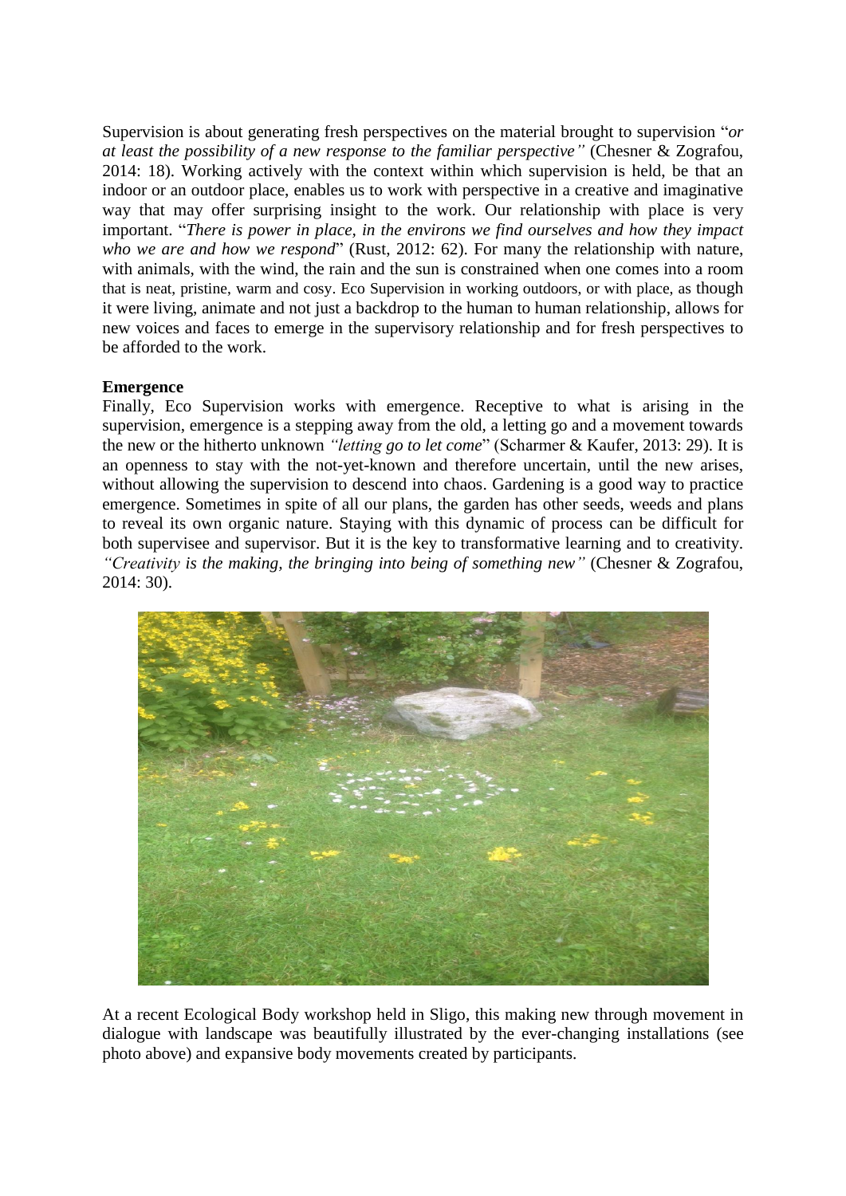Supervision is about generating fresh perspectives on the material brought to supervision "*or at least the possibility of a new response to the familiar perspective"* (Chesner & Zografou, 2014: 18). Working actively with the context within which supervision is held, be that an indoor or an outdoor place, enables us to work with perspective in a creative and imaginative way that may offer surprising insight to the work. Our relationship with place is very important. "*There is power in place, in the environs we find ourselves and how they impact who we are and how we respond*" (Rust, 2012: 62). For many the relationship with nature, with animals, with the wind, the rain and the sun is constrained when one comes into a room that is neat, pristine, warm and cosy. Eco Supervision in working outdoors, or with place, as though it were living, animate and not just a backdrop to the human to human relationship, allows for new voices and faces to emerge in the supervisory relationship and for fresh perspectives to be afforded to the work.

**Emergence**

Finally, Eco Supervision works with emergence. Receptive to what is arising in the supervision, emergence is a stepping away from the old, a letting go and a movement towards the new or the hitherto unknown *"letting go to let come*" (Scharmer & Kaufer, 2013: 29). It is an openness to stay with the not-yet-known and therefore uncertain, until the new arises, without allowing the supervision to descend into chaos. Gardening is a good way to practice emergence. Sometimes in spite of all our plans, the garden has other seeds, weeds and plans to reveal its own organic nature. Staying with this dynamic of process can be difficult for both supervisee and supervisor. But it is the key to transformative learning and to creativity. *"Creativity is the making, the bringing into being of something new"* (Chesner & Zografou, 2014: 30).

At a recent Ecological Body workshop held in Sligo, this making new through movement in dialogue with landscape was beautifully illustrated by the ever-changing installations (see photo above) and expansive body movements created by participants.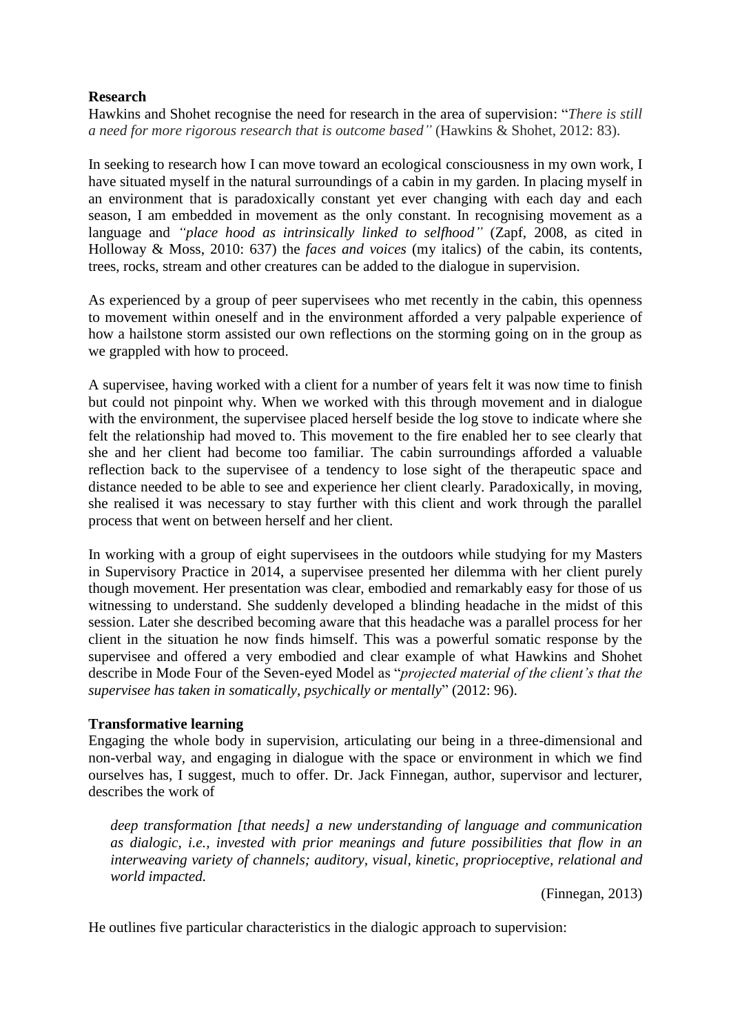**Research**

Hawkins and Shohet recognise the need for research in the area of supervision: "*There is still a need for more rigorous research that is outcome based"* (Hawkins & Shohet, 2012: 83).

In seeking to research how I can move toward an ecological consciousness in my own work, I have situated myself in the natural surroundings of a cabin in my garden. In placing myself in an environment that is paradoxically constant yet ever changing with each day and each season, I am embedded in movement as the only constant. In recognising movement as a language and *"place hood as intrinsically linked to selfhood"* (Zapf, 2008, as cited in Holloway & Moss, 2010: 637) the *faces and voices* (my italics) of the cabin, its contents, trees, rocks, stream and other creatures can be added to the dialogue in supervision.

As experienced by a group of peer supervisees who met recently in the cabin, this openness to movement within oneself and in the environment afforded a very palpable experience of how a hailstone storm assisted our own reflections on the storming going on in the group as we grappled with how to proceed.

A supervisee, having worked with a client for a number of years felt it was now time to finish but could not pinpoint why. When we worked with this through movement and in dialogue with the environment, the supervisee placed herself beside the log stove to indicate where she felt the relationship had moved to. This movement to the fire enabled her to see clearly that she and her client had become too familiar. The cabin surroundings afforded a valuable reflection back to the supervisee of a tendency to lose sight of the therapeutic space and distance needed to be able to see and experience her client clearly. Paradoxically, in moving, she realised it was necessary to stay further with this client and work through the parallel process that went on between herself and her client.

In working with a group of eight supervisees in the outdoors while studying for my Masters in Supervisory Practice in 2014, a supervisee presented her dilemma with her client purely though movement. Her presentation was clear, embodied and remarkably easy for those of us witnessing to understand. She suddenly developed a blinding headache in the midst of this session. Later she described becoming aware that this headache was a parallel process for her client in the situation he now finds himself. This was a powerful somatic response by the supervisee and offered a very embodied and clear example of what Hawkins and Shohet describe in Mode Four of the Seven-eyed Model as "*projected material of the client's that the supervisee has taken in somatically, psychically or mentally*" (2012: 96).

**Transformative learning**

Engaging the whole body in supervision, articulating our being in a three-dimensional and non-verbal way, and engaging in dialogue with the space or environment in which we find ourselves has, I suggest, much to offer. Dr. Jack Finnegan, author, supervisor and lecturer, describes the work of

> *deep transformation [that needs] a new understanding of language and communication as dialogic, i.e., invested with prior meanings and future possibilities that flow in an interweaving variety of channels; auditory, visual, kinetic, proprioceptive, relational and world impacted.*
>
> (Finnegan, 2013)

He outlines five particular characteristics in the dialogic approach to supervision: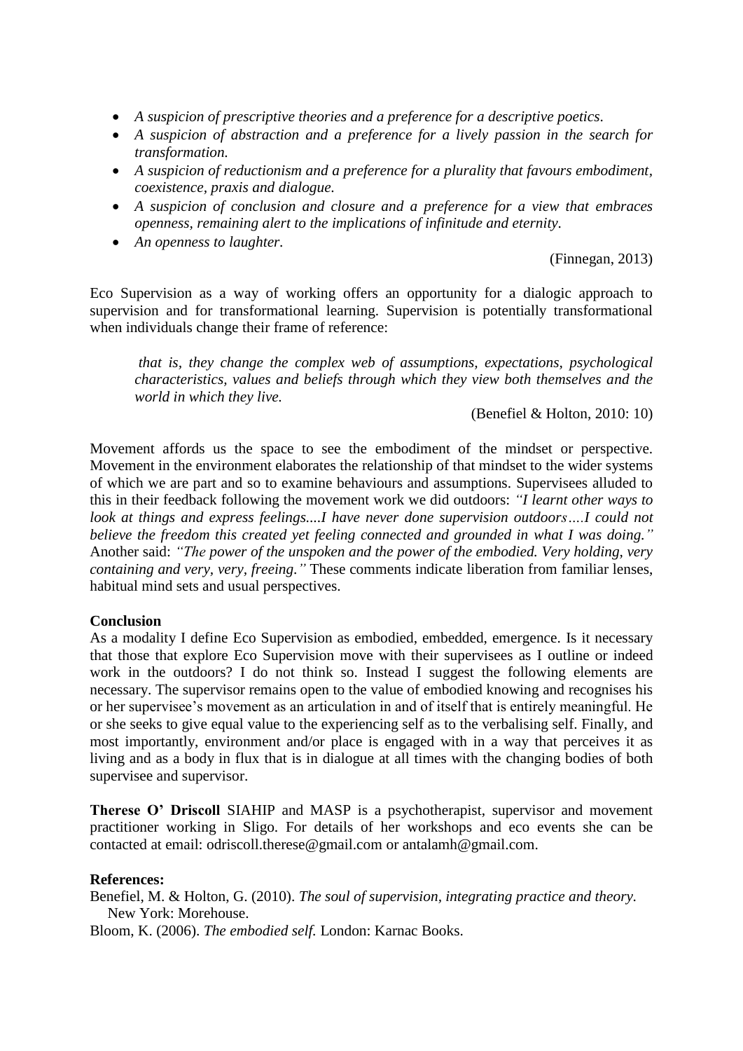- *A suspicion of prescriptive theories and a preference for a descriptive poetics.*
- *A suspicion of abstraction and a preference for a lively passion in the search for transformation.*
- *A suspicion of reductionism and a preference for a plurality that favours embodiment, coexistence, praxis and dialogue.*
- *A suspicion of conclusion and closure and a preference for a view that embraces openness, remaining alert to the implications of infinitude and eternity.*
- *An openness to laughter.*

(Finnegan, 2013)

Eco Supervision as a way of working offers an opportunity for a dialogic approach to supervision and for transformational learning. Supervision is potentially transformational when individuals change their frame of reference:

> *that is, they change the complex web of assumptions, expectations, psychological characteristics, values and beliefs through which they view both themselves and the world in which they live.*
>
> (Benefiel & Holton, 2010: 10)

Movement affords us the space to see the embodiment of the mindset or perspective. Movement in the environment elaborates the relationship of that mindset to the wider systems of which we are part and so to examine behaviours and assumptions. Supervisees alluded to this in their feedback following the movement work we did outdoors: *"I learnt other ways to look at things and express feelings....I have never done supervision outdoors….I could not believe the freedom this created yet feeling connected and grounded in what I was doing."* Another said: *"The power of the unspoken and the power of the embodied. Very holding, very containing and very, very, freeing."* These comments indicate liberation from familiar lenses, habitual mind sets and usual perspectives.

**Conclusion**

As a modality I define Eco Supervision as embodied, embedded, emergence. Is it necessary that those that explore Eco Supervision move with their supervisees as I outline or indeed work in the outdoors? I do not think so. Instead I suggest the following elements are necessary. The supervisor remains open to the value of embodied knowing and recognises his or her supervisee's movement as an articulation in and of itself that is entirely meaningful. He or she seeks to give equal value to the experiencing self as to the verbalising self. Finally, and most importantly, environment and/or place is engaged with in a way that perceives it as living and as a body in flux that is in dialogue at all times with the changing bodies of both supervisee and supervisor.

**Therese O' Driscoll** SIAHIP and MASP is a psychotherapist, supervisor and movement practitioner working in Sligo. For details of her workshops and eco events she can be contacted at email: odriscoll.therese@gmail.com or antalamh@gmail.com.

**References:**

Benefiel, M. & Holton, G. (2010). *The soul of supervision, integrating practice and theory.* New York: Morehouse.

Bloom, K. (2006). *The embodied self.* London: Karnac Books.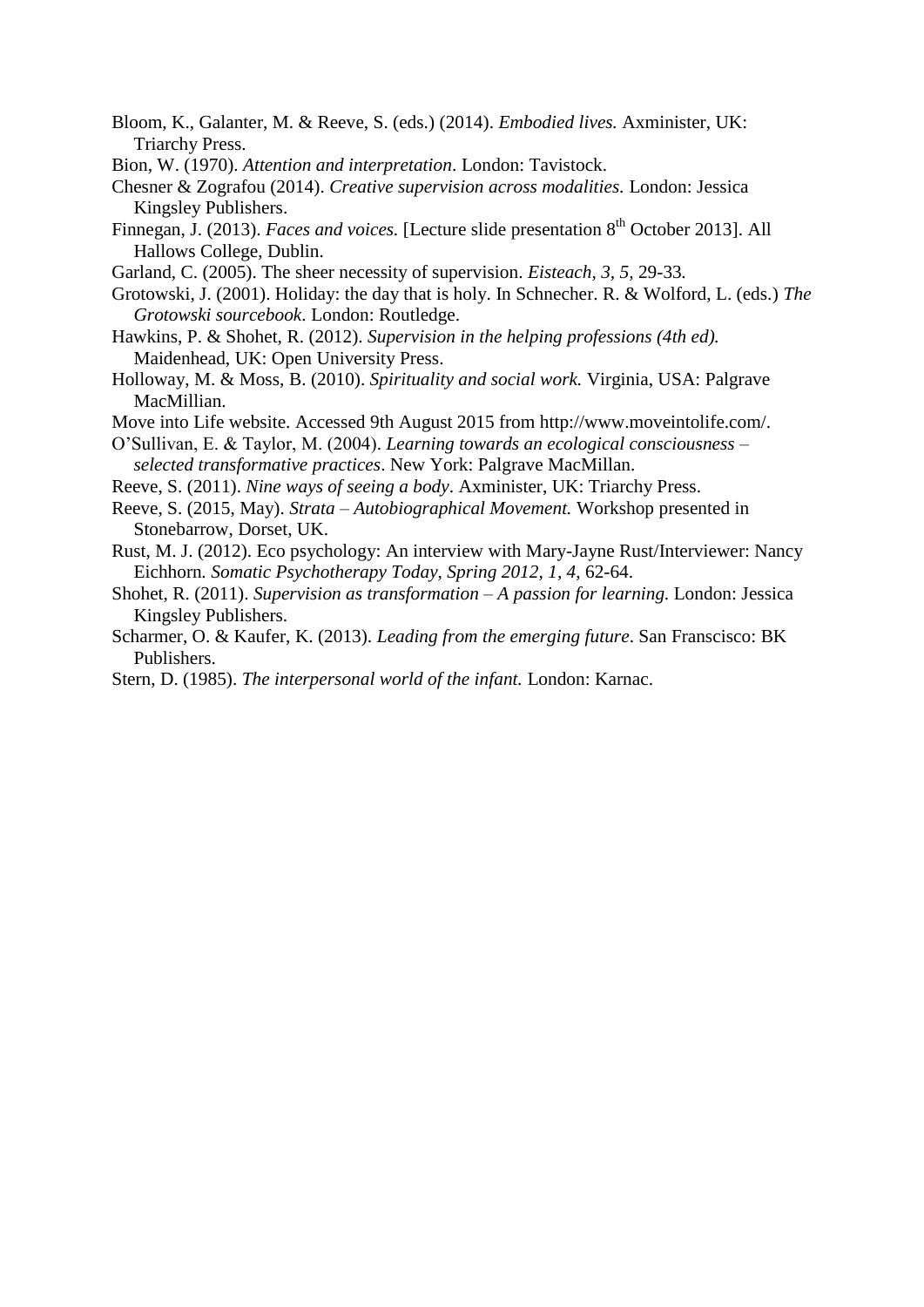Bloom, K., Galanter, M. & Reeve, S. (eds.) (2014). *Embodied lives.* Axminister, UK: Triarchy Press.

Bion, W. (1970). *Attention and interpretation*. London: Tavistock.

Chesner & Zografou (2014). *Creative supervision across modalities.* London: Jessica Kingsley Publishers.

Finnegan, J. (2013). *Faces and voices.* [Lecture slide presentation 8th October 2013]. All Hallows College, Dublin.

Garland, C. (2005). The sheer necessity of supervision. *Eisteach, 3, 5,* 29-33*.*

Grotowski, J. (2001). Holiday: the day that is holy. In Schnecher. R. & Wolford, L. (eds.) *The Grotowski sourcebook*. London: Routledge.

Hawkins, P. & Shohet, R. (2012). *Supervision in the helping professions (4th ed).* Maidenhead, UK: Open University Press.

Holloway, M. & Moss, B. (2010). *Spirituality and social work.* Virginia, USA: Palgrave MacMillian.

Move into Life website. Accessed 9th August 2015 from http://www.moveintolife.com/.

O'Sullivan, E. & Taylor, M. (2004). *Learning towards an ecological consciousness – selected transformative practices*. New York: Palgrave MacMillan.

Reeve, S. (2011). *Nine ways of seeing a body*. Axminister, UK: Triarchy Press.

Reeve, S. (2015, May). *Strata – Autobiographical Movement.* Workshop presented in Stonebarrow, Dorset, UK.

Rust, M. J. (2012). Eco psychology: An interview with Mary-Jayne Rust/Interviewer: Nancy Eichhorn*. Somatic Psychotherapy Today, Spring 2012, 1, 4,* 62-64.

Shohet, R. (2011). *Supervision as transformation – A passion for learning.* London: Jessica Kingsley Publishers.

Scharmer, O. & Kaufer, K. (2013). *Leading from the emerging future*. San Franscisco: BK Publishers.

Stern, D. (1985). *The interpersonal world of the infant.* London: Karnac.